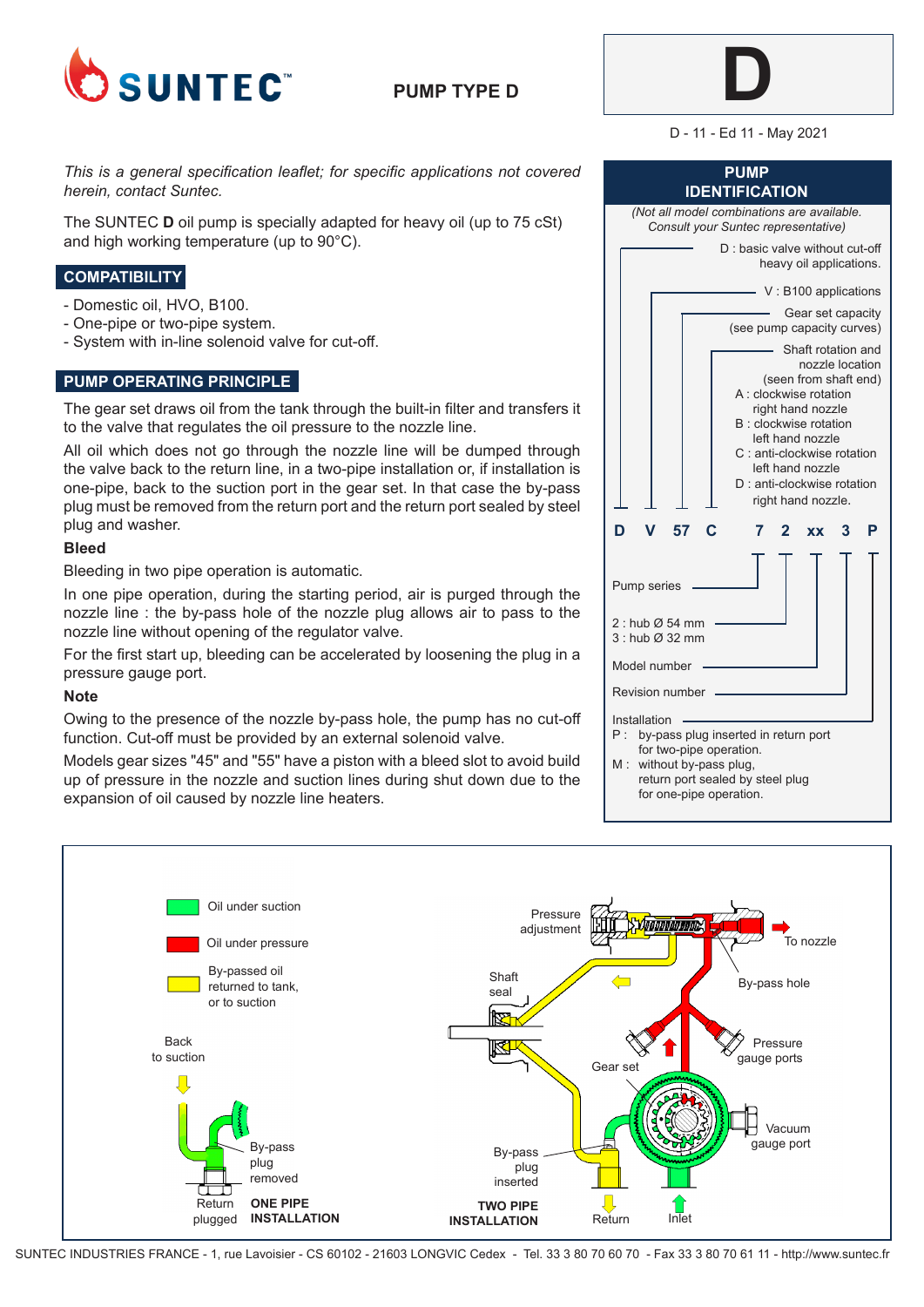# SUNTEC

## PUMP TYPE D

# D

D - 11 - Ed 11 - May 2021

*This is a general specification leaflet; for specific applications not covered herein, contact Suntec.*

The SUNTEC **D** oil pump is specially adapted for heavy oil (up to 75 cSt) and high working temperature (up to 90°C).

## COMPATIBILITY

- Domestic oil, HVO, B100.
- One-pipe or two-pipe system.
- System with in-line solenoid valve for cut-off.

## PUMP OPERATING PRINCIPLE

The gear set draws oil from the tank through the built-in filter and transfers it to the valve that regulates the oil pressure to the nozzle line.

All oil which does not go through the nozzle line will be dumped through the valve back to the return line, in a two-pipe installation or, if installation is one-pipe, back to the suction port in the gear set. In that case the by-pass plug must be removed from the return port and the return port sealed by steel plug and washer.

**Bleed**

Bleeding in two pipe operation is automatic.

In one pipe operation, during the starting period, air is purged through the nozzle line : the by-pass hole of the nozzle plug allows air to pass to the nozzle line without opening of the regulator valve.

For the first start up, bleeding can be accelerated by loosening the plug in a pressure gauge port.

**Note**

Owing to the presence of the nozzle by-pass hole, the pump has no cut-off function. Cut-off must be provided by an external solenoid valve.

Models gear sizes "45" and "55" have a piston with a bleed slot to avoid build up of pressure in the nozzle and suction lines during shut down due to the expansion of oil caused by nozzle line heaters.

## PUMP IDENTIFICATION

*(Not all model combinations are available. Consult your Suntec representative)*

**D V 57 C 7 2 xx 3 P**

- D : basic valve without cut-off heavy oil applications.
- V : B100 applications
- Gear set capacity (see pump capacity curves)
- Shaft rotation and nozzle location (seen from shaft end)
  - A : clockwise rotation right hand nozzle
  - B : clockwise rotation left hand nozzle
  - C : anti-clockwise rotation left hand nozzle
  - D : anti-clockwise rotation right hand nozzle.
- Pump series
- 2 : hub Ø 54 mm
  3 : hub Ø 32 mm
- Model number
- Revision number
- Installation
  - P : by-pass plug inserted in return port for two-pipe operation.
  - M : without by-pass plug, return port sealed by steel plug for one-pipe operation.

Oil under suction

Oil under pressure

By-passed oil returned to tank, or to suction

Back to suction — By-pass plug removed — Return plugged — **ONE PIPE INSTALLATION**

Pressure adjustment — To nozzle — Shaft seal — By-pass hole — Pressure gauge ports — Gear set — Vacuum gauge port — By-pass plug inserted — Return — Inlet — **TWO PIPE INSTALLATION**

SUNTEC INDUSTRIES FRANCE - 1, rue Lavoisier - CS 60102 - 21603 LONGVIC Cedex - Tel. 33 3 80 70 60 70 - Fax 33 3 80 70 61 11 - http://www.suntec.fr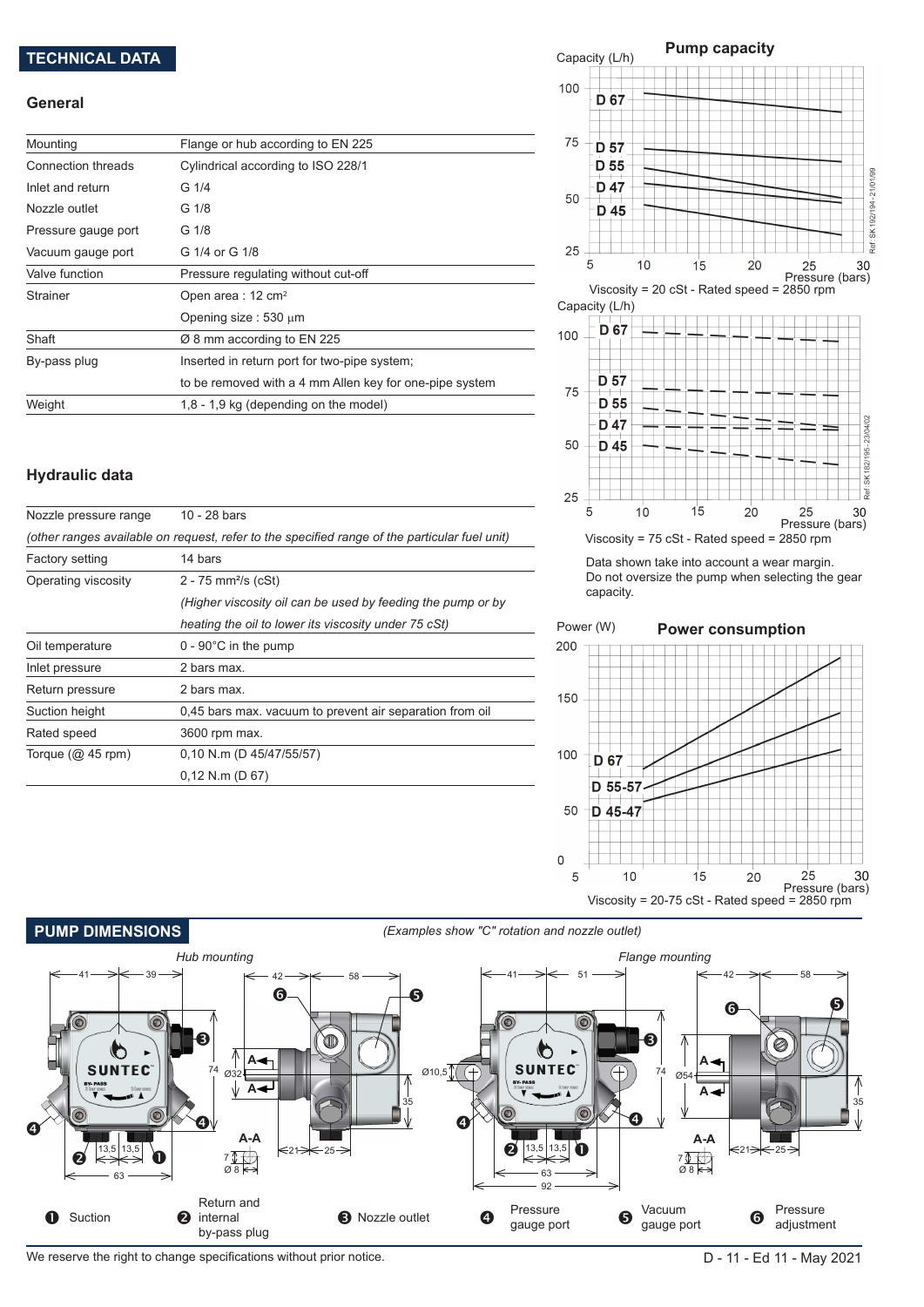## TECHNICAL DATA

### General

| | |
|---|---|
| Mounting | Flange or hub according to EN 225 |
| Connection threads | Cylindrical according to ISO 228/1 |
| Inlet and return | G 1/4 |
| Nozzle outlet | G 1/8 |
| Pressure gauge port | G 1/8 |
| Vacuum gauge port | G 1/4 or G 1/8 |
| Valve function | Pressure regulating without cut-off |
| Strainer | Open area : 12 cm² |
| | Opening size : 530 μm |
| Shaft | Ø 8 mm according to EN 225 |
| By-pass plug | Inserted in return port for two-pipe system; |
| | to be removed with a 4 mm Allen key for one-pipe system |
| Weight | 1,8 - 1,9 kg (depending on the model) |

### Hydraulic data

| | |
|---|---|
| Nozzle pressure range | 10 - 28 bars |
| *(other ranges available on request, refer to the specified range of the particular fuel unit)* | |
| Factory setting | 14 bars |
| Operating viscosity | 2 - 75 mm²/s (cSt) |
| | *(Higher viscosity oil can be used by feeding the pump or by* |
| | *heating the oil to lower its viscosity under 75 cSt)* |
| Oil temperature | 0 - 90°C in the pump |
| Inlet pressure | 2 bars max. |
| Return pressure | 2 bars max. |
| Suction height | 0,45 bars max. vacuum to prevent air separation from oil |
| Rated speed | 3600 rpm max. |
| Torque (@ 45 rpm) | 0,10 N.m (D 45/47/55/57) |
| | 0,12 N.m (D 67) |

### Pump capacity

Capacity (L/h)

100, 75, 50, 25

D 67, D 57, D 55, D 47, D 45

5, 10, 15, 20, 25, 30

Pressure (bars)

Ref: SK 192/194 - 21/01/99

Viscosity = 20 cSt - Rated speed = 2850 rpm

Capacity (L/h)

100, 75, 50, 25

D 67, D 57, D 55, D 47, D 45

5, 10, 15, 20, 25, 30

Pressure (bars)

Ref: SK 182/195 - 23/04/02

Viscosity = 75 cSt - Rated speed = 2850 rpm

Data shown take into account a wear margin.
Do not oversize the pump when selecting the gear capacity.

### Power consumption

Power (W)

200, 150, 100, 50, 0

D 67, D 55-57, D 45-47

5, 10, 15, 20, 25, 30

Pressure (bars)

Viscosity = 20-75 cSt - Rated speed = 2850 rpm

## PUMP DIMENSIONS

*(Examples show "C" rotation and nozzle outlet)*

*Hub mounting*

41, 39, 74, 13,5, 13,5, 63, 42, 58, Ø32, A, A, A-A, 35, 7, Ø 8, 21, 25

SUNTEC, BY-PASS

*Flange mounting*

41, 51, Ø10,5, 74, 13,5, 13,5, 63, 92, 42, 58, Ø54, A, A, A-A, 35, 7, Ø 8, 21, 25

SUNTEC, BY-PASS

1. Suction
2. Return and internal by-pass plug
3. Nozzle outlet
4. Pressure gauge port
5. Vacuum gauge port
6. Pressure adjustment

We reserve the right to change specifications without prior notice.

D - 11 - Ed 11 - May 2021